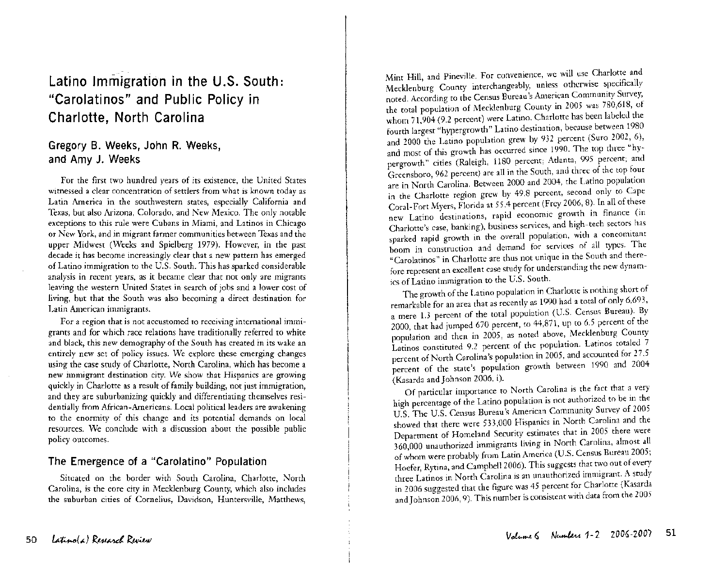# Latino Immigration in the U.S. South: "Carolatinos" and Public Policy in Charlotte, North Carolina

## Gregory B. Weeks, John R. Weeks, and Amy J. Weeks

For the first two hundred years of its existence, the United States witnessed a clear concentration of settlers from what is known today as Latin America in the southwestern states, especially California and Texas, but also Arizona, Colorado, and New Mexico. The only notable exceptions to this rule were Cubans in Miami, and Latinos in Chicago or New York, and in migrant farmer communities between Texas and the upper Midwest (Weeks and Spielberg 1979). However, in the past decade it has become increasingly clear that a new pattern has emerged of Latino immigration to the U.S. South. This has sparked considerable analysis in recent years, as it became clear that not only are migrants leaving the western United States in search of jobs and a lower cost of living, but that the South was also becoming a direct destination for Latin American immigrants.

For a region that is not accustomed to receiving international immigrants and for which race relations have traditionally referred to white and black, this new demography of the South has created in its wake an entirely new set of policy issues. We explore these emerging changes using the case study of Charlotte, North Carolina, which has become a new immigrant destination city. We show that Hispanics are growing quickly in Charlotte as a result of family building, not just immigration, and they are suburbanizing quickly and differentiating themselves residentially from African-Americans. Local political leaders are awakening to the enormity of this change and its potential demands on local resources. We conclude with a discussion about the possible public policy outcomes.

## The Emergence of a "Carolatino" Population

Situated on the border with South Carolina, Charlotte, North Carolina, is the core city in Mecklenburg County, which also includes the suburban cities of Cornelius, Davidson, Huntersville, Matthews, Mint Hill, and Pineville. For convenience, we will use Charlotte and Mecklenburg County interchangeably, unless otherwise specifically noted. According to the Census Bureau's American Community Survey, the total population of Mecklenburg County in 2005 was 780,618, of whom 71,904 (9.2 percent) were Latino. Charlotte has been labeled the fourth largest "hypergrowth" Latino destination, because between 1980 and 2000 the Latino population grew by 932 percent (Suro 2002, 6), and most of this growth has occurred since 1990. The top three "hypergrowth" cities (Raleigh, 1180 percent; Atlanta, 995 percent; and Greensboro, 962 percent) are all in the South, and three of the top four are in North Carolina. Between 2000 and 2004, the Latino population in the Charlotte region grew by 49.8 percent, second only to Cape Coral-Fort Myers, Florida at 55.4 percent (Frey 2006, 8). In all of these new Latino destinations, rapid economic growth in finance (in Charlotte's case, banking), business services, and high-tech sectors has sparked rapid growth in the overall population, with a concomitant boom in construction and demand for services of all types. The "Carolatinos" in Charlotte are thus not unique in the South and therefore represent an excellent case study for understanding the new dynamics of Latino immigration to the U.S. South.

The growth of the Latino population in Charlotte is nothing short of remarkable for an area that as recently as 1990 had a total of only 6,693, a mere 1.3 percent of the total population (U.S. Census Bureau). By 2000, that had jumped 670 percent, to 44,871, up to 6.5 percent of the population and then in 2005, as noted above, Mecklenburg County Latinos constituted 9.2 percent of the population. Latinos totaled 7 percent of North Carolina's population in 2005, and accounted for 27.5 percent of the state's population growth between 1990 and 2004 (Kasarda and Johnson 2006, i).

Of particular importance to North Carolina is the fact that a very high percentage of the Latino population is not authorized to be in the U.S. The U.S. Census Bureau's American Community Survey of 2005 showed that there were 533,000 Hispanics in North Carolina and the Department of Homeland Security estimates that in 2005 there were 360,000 unauthorized immigrants living in North Carolina, almost all of whom were probably from Latin America (U.S. Census Bureau 2005; Hoefer, Rytina, and Campbell 2006). This suggests that two out of every three Latinos in North Carolina is an unauthorized immigrant. A study in 2006 suggested that the figure was 45 percent for Charlotte (Kasarda and Johnson 2006, 9). This number is consistent with data from the 2005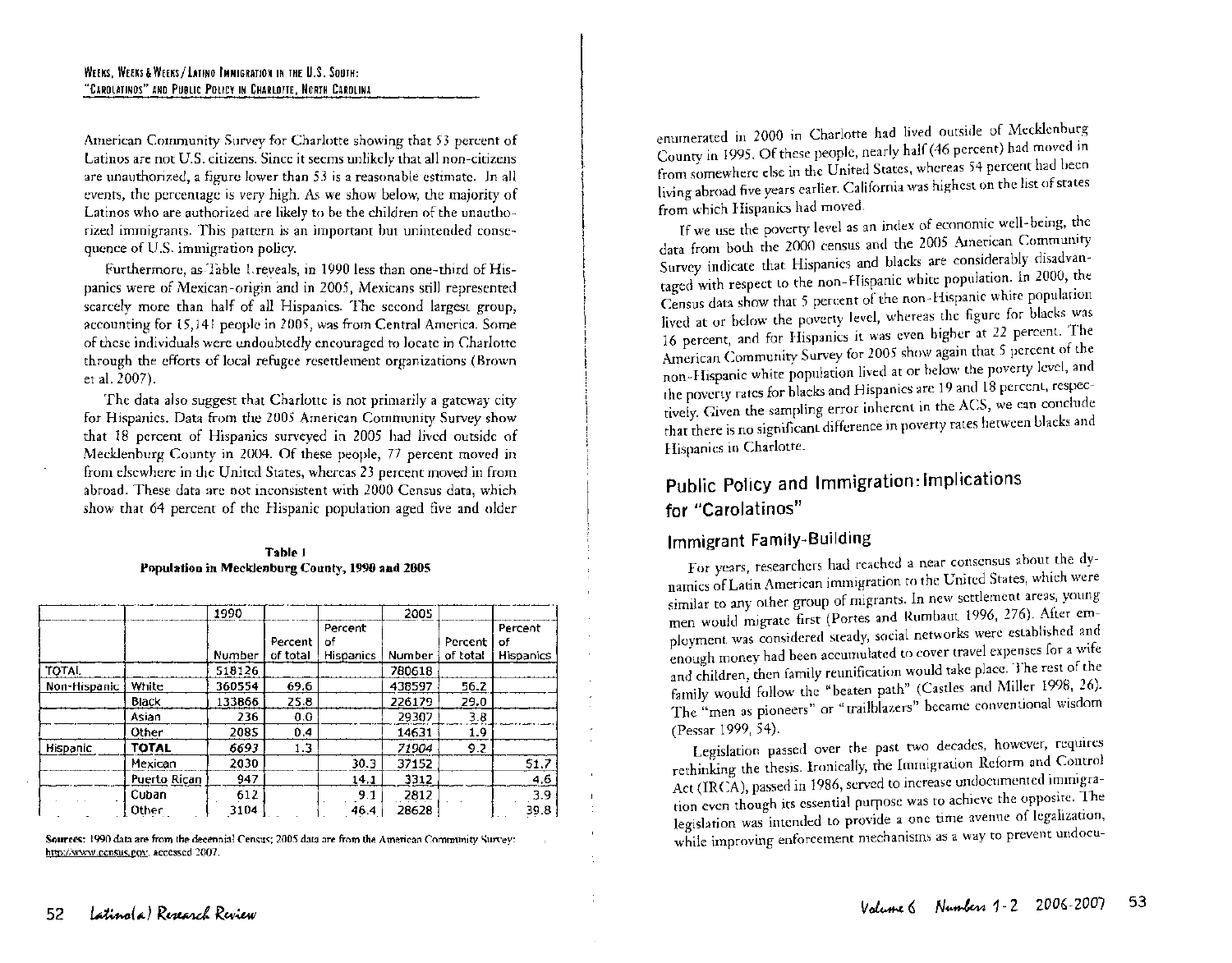American Community Survey for Charlotte showing that 53 percent of Latinos are not U.S. citizens. Since it seems unlikely that all non-citizens are unauthorized, a figure lower than 53 is a reasonable estimate. In all events, the percentage is very high. As we show below, the majority of Latinos who are authorized are likely to be the children of the unauthorized immigrants. This pattern is an important but unintended consequence of U.S. immigration policy.

Furthermore, as Table 1 reveals, in 1990 less than one-third of Hispanics were of Mexican-origin and in 2005, Mexicans still represented scarcely more than half of all Hispanics. The second largest group, accounting for 15,141 people in 2005, was from Central America. Some of these individuals were undoubtedly encouraged to locate in Charlotte through the efforts of local refugee resettlement organizations (Brown et al. 2007).

The data also suggest that Charlotte is not primarily a gateway city for Hispanics. Data from the 2005 American Community Survey show that 18 percent of Hispanics surveyed in 2005 had lived outside of Mecklenburg County in 2004. Of these people, 77 percent moved in from elsewhere in the United States, whereas 23 percent moved in from abroad. These data are not inconsistent with 2000 Census data, which show that 64 percent of the Hispanic population aged five and older

**Table 1**
**Population in Mecklenburg County, 1990 and 2005**

| | | 1990 | | | 2005 | | |
|---|---|---|---|---|---|---|---|
| | | Number | Percent of total | Percent of Hispanics | Number | Percent of total | Percent of Hispanics |
| TOTAL | | 518126 | | | 780618 | | |
| Non-Hispanic | White | 360554 | 69.6 | | 438597 | 56.2 | |
| | Black | 133866 | 25.8 | | 226179 | 29.0 | |
| | Asian | 236 | 0.0 | | 29307 | 3.8 | |
| | Other | 2085 | 0.4 | | 14631 | 1.9 | |
| Hispanic | TOTAL | 6693 | 1.3 | | 71904 | 9.2 | |
| | Mexican | 2030 | | 30.3 | 37152 | | 51.7 |
| | Puerto Rican | 947 | | 14.1 | 3312 | | 4.6 |
| | Cuban | 612 | | 9.1 | 2812 | | 3.9 |
| | Other | 3104 | | 46.4 | 28628 | | 39.8 |

**Sources:** 1990 data are from the decennial Census; 2005 data are from the American Community Survey: http://www.census.gov, accessed 2007.

enumerated in 2000 in Charlotte had lived outside of Mecklenburg County in 1995. Of these people, nearly half (46 percent) had moved in from somewhere else in the United States, whereas 54 percent had been living abroad five years earlier. California was highest on the list of states from which Hispanics had moved.

If we use the poverty level as an index of economic well-being, the data from both the 2000 census and the 2005 American Community Survey indicate that Hispanics and blacks are considerably disadvantaged with respect to the non-Hispanic white population. In 2000, the Census data show that 5 percent of the non-Hispanic white population lived at or below the poverty level, whereas the figure for blacks was 16 percent, and for Hispanics it was even higher at 22 percent. The American Community Survey for 2005 show again that 5 percent of the non-Hispanic white population lived at or below the poverty level, and the poverty rates for blacks and Hispanics are 19 and 18 percent, respectively. Given the sampling error inherent in the ACS, we can conclude that there is no significant difference in poverty rates between blacks and Hispanics in Charlotte.

## Public Policy and Immigration: Implications for "Carolatinos"

### Immigrant Family-Building

For years, researchers had reached a near consensus about the dynamics of Latin American immigration to the United States, which were similar to any other group of migrants. In new settlement areas, young men would migrate first (Portes and Rumbaut 1996, 276). After employment was considered steady, social networks were established and enough money had been accumulated to cover travel expenses for a wife and children, then family reunification would take place. The rest of the family would follow the "beaten path" (Castles and Miller 1998, 26). The "men as pioneers" or "trailblazers" became conventional wisdom (Pessar 1999, 54).

Legislation passed over the past two decades, however, requires rethinking the thesis. Ironically, the Immigration Reform and Control Act (IRCA), passed in 1986, served to increase undocumented immigration even though its essential purpose was to achieve the opposite. The legislation was intended to provide a one time avenue of legalization, while improving enforcement mechanisms as a way to prevent undocu-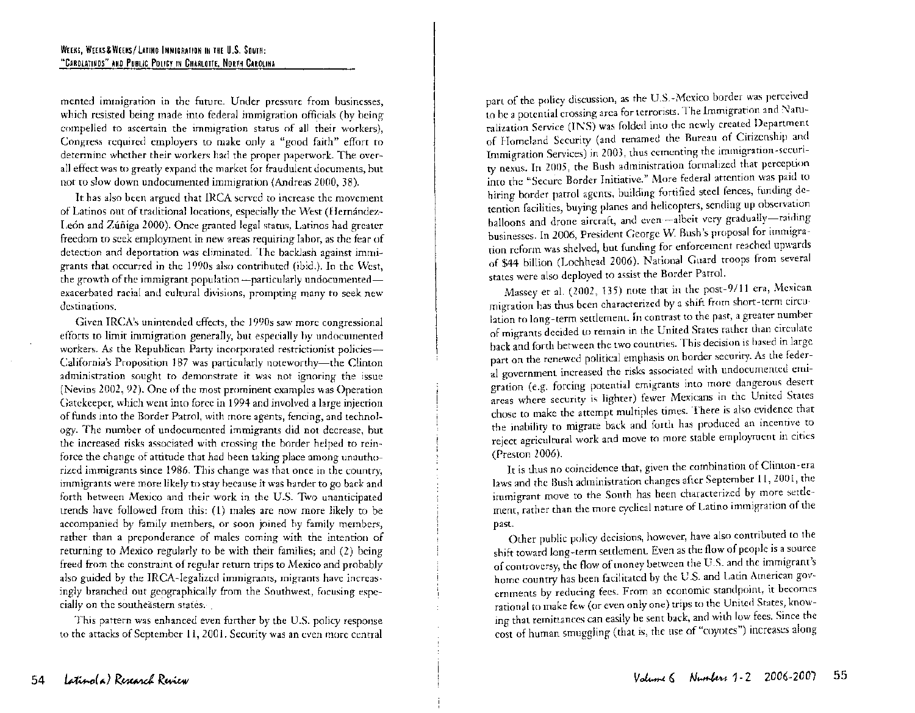mented immigration in the future. Under pressure from businesses, which resisted being made into federal immigration officials (by being compelled to ascertain the immigration status of all their workers), Congress required employers to make only a "good faith" effort to determine whether their workers had the proper paperwork. The overall effect was to greatly expand the market for fraudulent documents, but not to slow down undocumented immigration (Andreas 2000, 38).

It has also been argued that IRCA served to increase the movement of Latinos out of traditional locations, especially the West (Hernández-León and Zúñiga 2000). Once granted legal status, Latinos had greater freedom to seek employment in new areas requiring labor, as the fear of detection and deportation was eliminated. The backlash against immigrants that occurred in the 1990s also contributed (ibid.). In the West, the growth of the immigrant population—particularly undocumented—exacerbated racial and cultural divisions, prompting many to seek new destinations.

Given IRCA's unintended effects, the 1990s saw more congressional efforts to limit immigration generally, but especially by undocumented workers. As the Republican Party incorporated restrictionist policies—California's Proposition 187 was particularly noteworthy—the Clinton administration sought to demonstrate it was not ignoring the issue (Nevins 2002, 92). One of the most prominent examples was Operation Gatekeeper, which went into force in 1994 and involved a large injection of funds into the Border Patrol, with more agents, fencing, and technology. The number of undocumented immigrants did not decrease, but the increased risks associated with crossing the border helped to reinforce the change of attitude that had been taking place among unauthorized immigrants since 1986. This change was that once in the country, immigrants were more likely to stay because it was harder to go back and forth between Mexico and their work in the U.S. Two unanticipated trends have followed from this: (1) males are now more likely to be accompanied by family members, or soon joined by family members, rather than a preponderance of males coming with the intention of returning to Mexico regularly to be with their families; and (2) being freed from the constraint of regular return trips to Mexico and probably also guided by the IRCA-legalized immigrants, migrants have increasingly branched out geographically from the Southwest, focusing especially on the southeastern states.

This pattern was enhanced even further by the U.S. policy response to the attacks of September 11, 2001. Security was an even more central part of the policy discussion, as the U.S.-Mexico border was perceived to be a potential crossing area for terrorists. The Immigration and Naturalization Service (INS) was folded into the newly created Department of Homeland Security (and renamed the Bureau of Citizenship and Immigration Services) in 2003, thus cementing the immigration-security nexus. In 2005, the Bush administration formalized that perception into the "Secure Border Initiative." More federal attention was paid to hiring border patrol agents, building fortified steel fences, funding detention facilities, buying planes and helicopters, sending up observation balloons and drone aircraft, and even—albeit very gradually—raiding businesses. In 2006, President George W. Bush's proposal for immigration reform was shelved, but funding for enforcement reached upwards of $44 billion (Lochhead 2006). National Guard troops from several states were also deployed to assist the Border Patrol.

Massey et al. (2002, 135) note that in the post-9/11 era, Mexican migration has thus been characterized by a shift from short-term circulation to long-term settlement. In contrast to the past, a greater number of migrants decided to remain in the United States rather than circulate back and forth between the two countries. This decision is based in large part on the renewed political emphasis on border security. As the federal government increased the risks associated with undocumented emigration (e.g. forcing potential emigrants into more dangerous desert areas where security is lighter) fewer Mexicans in the United States chose to make the attempt multiples times. There is also evidence that the inability to migrate back and forth has produced an incentive to reject agricultural work and move to more stable employment in cities (Preston 2006).

It is thus no coincidence that, given the combination of Clinton-era laws and the Bush administration changes after September 11, 2001, the immigrant move to the South has been characterized by more settlement, rather than the more cyclical nature of Latino immigration of the past.

Other public policy decisions, however, have also contributed to the shift toward long-term settlement. Even as the flow of people is a source of controversy, the flow of money between the U.S. and the immigrant's home country has been facilitated by the U.S. and Latin American governments by reducing fees. From an economic standpoint, it becomes rational to make few (or even only one) trips to the United States, knowing that remittances can easily be sent back, and with low fees. Since the cost of human smuggling (that is, the use of "coyotes") increases along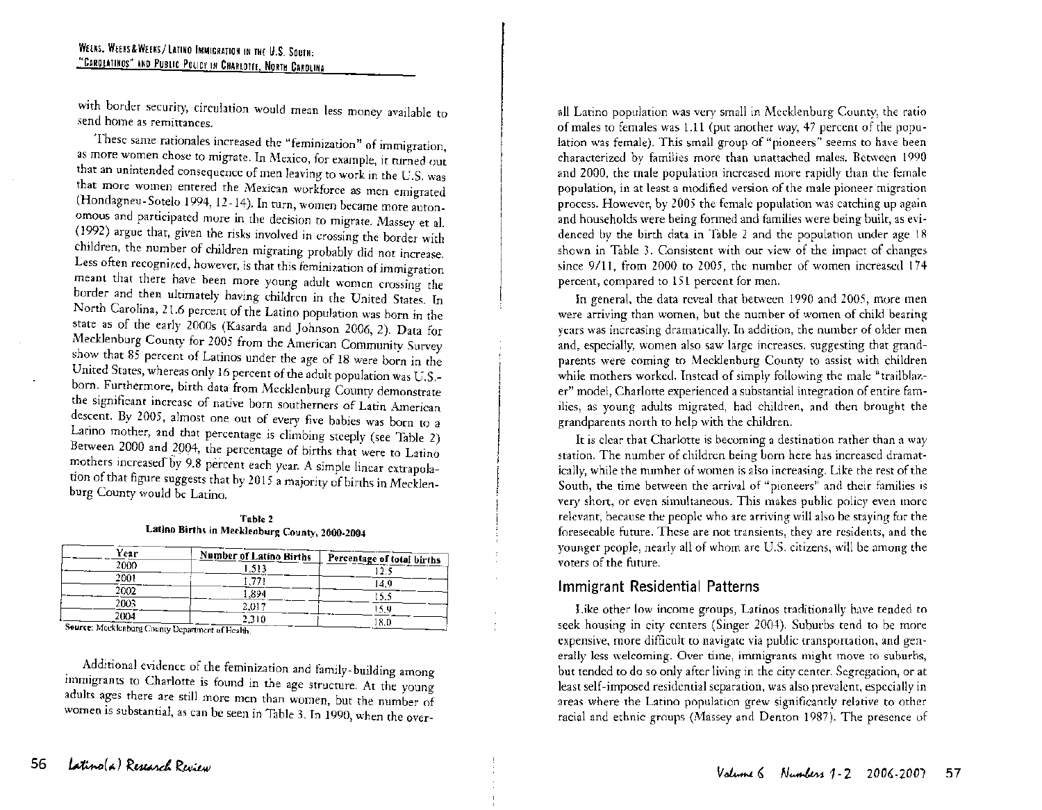with border security, circulation would mean less money available to send home as remittances.

These same rationales increased the "feminization" of immigration, as more women chose to migrate. In Mexico, for example, it turned out that an unintended consequence of men leaving to work in the U.S. was that more women entered the Mexican workforce as men emigrated (Hondagneu-Sotelo 1994, 12-14). In turn, women became more autonomous and participated more in the decision to migrate. Massey et al. (1992) argue that, given the risks involved in crossing the border with children, the number of children migrating probably did not increase. Less often recognized, however, is that this feminization of immigration meant that there have been more young adult women crossing the border and then ultimately having children in the United States. In North Carolina, 21.6 percent of the Latino population was born in the state as of the early 2000s (Kasarda and Johnson 2006, 2). Data for Mecklenburg County for 2005 from the American Community Survey show that 85 percent of Latinos under the age of 18 were born in the United States, whereas only 16 percent of the adult population was U.S.-born. Furthermore, birth data from Mecklenburg County demonstrate the significant increase of native born southerners of Latin American descent. By 2005, almost one out of every five babies was born to a Latino mother, and that percentage is climbing steeply (see Table 2). Between 2000 and 2004, the percentage of births that were to Latino mothers increased by 9.8 percent each year. A simple linear extrapolation of that figure suggests that by 2015 a majority of births in Mecklenburg County would be Latino.

**Table 2**
**Latino Births in Mecklenburg County, 2000-2004**

| Year | Number of Latino Births | Percentage of total births |
|---|---|---|
| 2000 | 1,513 | 12.5 |
| 2001 | 1,771 | 14.0 |
| 2002 | 1,894 | 15.5 |
| 2003 | 2,017 | 15.9 |
| 2004 | 2,310 | 18.0 |

**Source:** Mecklenburg County Department of Health.

Additional evidence of the feminization and family-building among immigrants to Charlotte is found in the age structure. At the young adults ages there are still more men than women, but the number of women is substantial, as can be seen in Table 3. In 1990, when the overall Latino population was very small in Mecklenburg County, the ratio of males to females was 1.11 (put another way, 47 percent of the population was female). This small group of "pioneers" seems to have been characterized by families more than unattached males. Between 1990 and 2000, the male population increased more rapidly than the female population, in at least a modified version of the male pioneer migration process. However, by 2005 the female population was catching up again and households were being formed and families were being built, as evidenced by the birth data in Table 2 and the population under age 18 shown in Table 3. Consistent with our view of the impact of changes since 9/11, from 2000 to 2005, the number of women increased 174 percent, compared to 151 percent for men.

In general, the data reveal that between 1990 and 2005, more men were arriving than women, but the number of women of child bearing years was increasing dramatically. In addition, the number of older men and, especially, women also saw large increases, suggesting that grandparents were coming to Mecklenburg County to assist with children while mothers worked. Instead of simply following the male "trailblazer" model, Charlotte experienced a substantial integration of entire families, as young adults migrated, had children, and then brought the grandparents north to help with the children.

It is clear that Charlotte is becoming a destination rather than a way station. The number of children being born here has increased dramatically, while the number of women is also increasing. Like the rest of the South, the time between the arrival of "pioneers" and their families is very short, or even simultaneous. This makes public policy even more relevant, because the people who are arriving will also be staying for the foreseeable future. These are not transients, they are residents, and the younger people, nearly all of whom are U.S. citizens, will be among the voters of the future.

## Immigrant Residential Patterns

Like other low income groups, Latinos traditionally have tended to seek housing in city centers (Singer 2004). Suburbs tend to be more expensive, more difficult to navigate via public transportation, and generally less welcoming. Over time, immigrants might move to suburbs, but tended to do so only after living in the city center. Segregation, or at least self-imposed residential separation, was also prevalent, especially in areas where the Latino population grew significantly relative to other racial and ethnic groups (Massey and Denton 1987). The presence of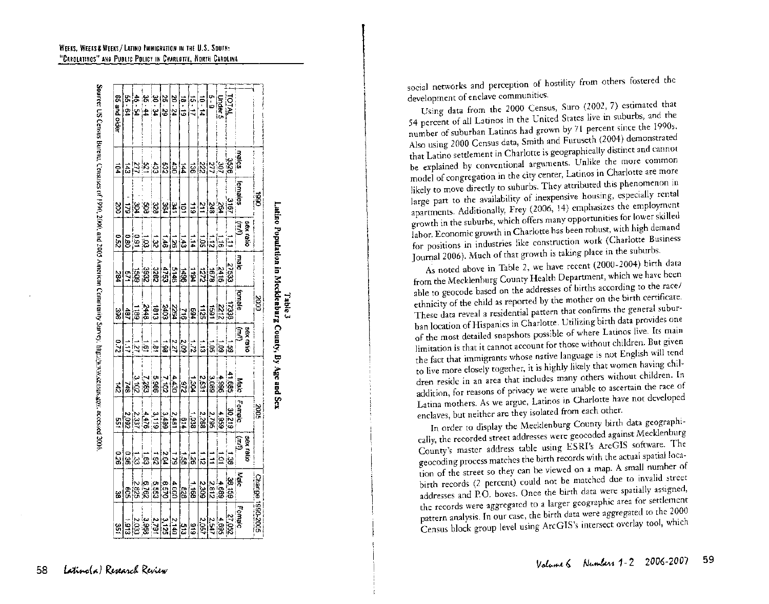Table 3

Latino Population in Mecklenburg County, By Age and Sex

| | 1990 | | | 2000 | | | 2005 | | | Change 1990-2005 | |
|---|---|---|---|---|---|---|---|---|---|---|---|
| | males | females | sex ratio (m/f) | male | female | sex ratio (m/f) | Male | Female | sex ratio (m/f) | Male | Female |
| TOTAL | 3526 | 3167 | 1.11 | 27533 | 17338 | 1.59 | 41,685 | 30,219 | 1.38 | 38,159 | 27,052 |
| Under 5 | 307 | 264 | 1.16 | 2416 | 2212 | 1.09 | 4,996 | 4,959 | 1.01 | 4,689 | 4,695 |
| 5 - 9 | 277 | 248 | 1.12 | 1678 | 1591 | 1.05 | 3,089 | 2,795 | 1.11 | 2,812 | 2,547 |
| 10 - 14 | 222 | 211 | 1.05 | 1272 | 1125 | 1.13 | 2,531 | 2,268 | 1.12 | 2,309 | 2,057 |
| 15 - 17 | 136 | 119 | 1.14 | 1194 | 694 | 1.72 | 1,304 | 1,038 | 1.26 | 1,168 | 919 |
| 18 - 19 | 144 | 101 | 1.43 | 1496 | 716 | 2.09 | 972 | 614 | 1.58 | 828 | 513 |
| 20 - 24 | 430 | 341 | 1.26 | 5146 | 2264 | 2.27 | 4,430 | 2,481 | 1.79 | 4,000 | 2,140 |
| 25 - 29 | 532 | 364 | 1.46 | 4753 | 2403 | 1.98 | 7,102 | 3,489 | 2.04 | 6,570 | 3,125 |
| 30 - 34 | 433 | 328 | 1.32 | 3282 | 1813 | 1.81 | 5,986 | 3,119 | 1.92 | 5,553 | 2,791 |
| 35 - 44 | 521 | 508 | 1.03 | 3932 | 2448 | 1.61 | 7,283 | 4,476 | 1.63 | 6,762 | 3,968 |
| 45 - 54 | 277 | 304 | 0.91 | 1509 | 1189 | 1.27 | 3,102 | 2,337 | 1.33 | 2,825 | 2,033 |
| 55 - 64 | 143 | 179 | 0.80 | 571 | 487 | 1.17 | 748 | 2,092 | 0.36 | 605 | 1,913 |
| 65 and older | 104 | 200 | 0.52 | 284 | 398 | 0.72 | 142 | 551 | 0.26 | 38 | 351 |

Source: US Census Bureau, Censuses of 1990, 2000, and 2005 American Community Survey, http://www.census.gov, accessed 2006.

social networks and perception of hostility from others fostered the development of enclave communities.

Using data from the 2000 Census, Suro (2002, 7) estimated that 54 percent of all Latinos in the United States live in suburbs, and the number of suburban Latinos had grown by 71 percent since the 1990s. Also using 2000 Census data, Smith and Furuseth (2004) demonstrated that Latino settlement in Charlotte is geographically distinct and cannot be explained by conventional arguments. Unlike the more common model of congregation in the city center, Latinos in Charlotte are more likely to move directly to suburbs. They attributed this phenomenon in large part to the availability of inexpensive housing, especially rental apartments. Additionally, Frey (2006, 14) emphasizes the employment growth in the suburbs, which offers many opportunities for lower skilled labor. Economic growth in Charlotte has been robust, with high demand for positions in industries like construction work (Charlotte Business Journal 2006). Much of that growth is taking place in the suburbs.

As noted above in Table 2, we have recent (2000-2004) birth data from the Mecklenburg County Health Department, which we have been able to geocode based on the addresses of births according to the race/ethnicity of the child as reported by the mother on the birth certificate. These data reveal a residential pattern that confirms the general suburban location of Hispanics in Charlotte. Utilizing birth data provides one of the most detailed snapshots possible of where Latinos live. Its main limitation is that it cannot account for those without children. But given the fact that immigrants whose native language is not English will tend to live more closely together, it is highly likely that women having children reside in an area that includes many others without children. In addition, for reasons of privacy we were unable to ascertain the race of Latina mothers. As we argue, Latinos in Charlotte have not developed enclaves, but neither are they isolated from each other.

In order to display the Mecklenburg County birth data geographically, the recorded street addresses were geocoded against Mecklenburg County's master address table using ESRI's ArcGIS software. The geocoding process matches the birth records with the actual spatial location of the street so they can be viewed on a map. A small number of birth records (2 percent) could not be matched due to invalid street addresses and P.O. boxes. Once the birth data were spatially assigned, the records were aggregated to a larger geographic area for settlement pattern analysis. In our case, the birth data were aggregated to the 2000 Census block group level using ArcGIS's intersect overlay tool, which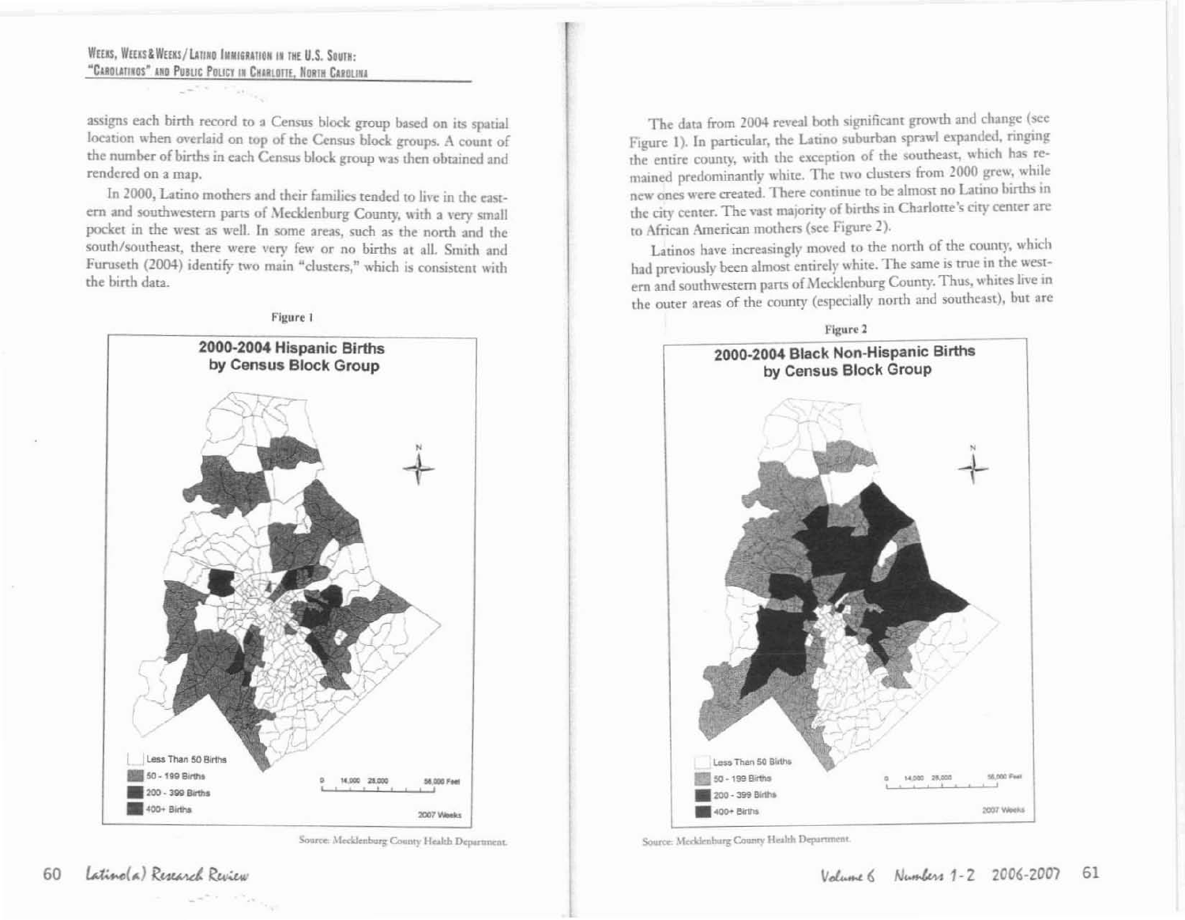assigns each birth record to a Census block group based on its spatial location when overlaid on top of the Census block groups. A count of the number of births in each Census block group was then obtained and rendered on a map.

In 2000, Latino mothers and their families tended to live in the eastern and southwestern parts of Mecklenburg County, with a very small pocket in the west as well. In some areas, such as the north and the south/southeast, there were very few or no births at all. Smith and Furuseth (2004) identify two main "clusters," which is consistent with the birth data.

Figure 1

**2000-2004 Hispanic Births by Census Block Group**

Less Than 50 Births
50 - 199 Births
200 - 399 Births
400+ Births

0 14,000 28,000 56,000 Feet

2007 Weeks

Source: Mecklenburg County Health Department.

The data from 2004 reveal both significant growth and change (see Figure 1). In particular, the Latino suburban sprawl expanded, ringing the entire county, with the exception of the southeast, which has remained predominantly white. The two clusters from 2000 grew, while new ones were created. There continue to be almost no Latino births in the city center. The vast majority of births in Charlotte's city center are to African American mothers (see Figure 2).

Latinos have increasingly moved to the north of the county, which had previously been almost entirely white. The same is true in the western and southwestern parts of Mecklenburg County. Thus, whites live in the outer areas of the county (especially north and southeast), but are

Figure 2

**2000-2004 Black Non-Hispanic Births by Census Block Group**

Less Than 50 Births
50 - 199 Births
200 - 399 Births
400+ Births

0 14,000 28,000 56,000 Feet

2007 Weeks

Source: Mecklenburg County Health Department.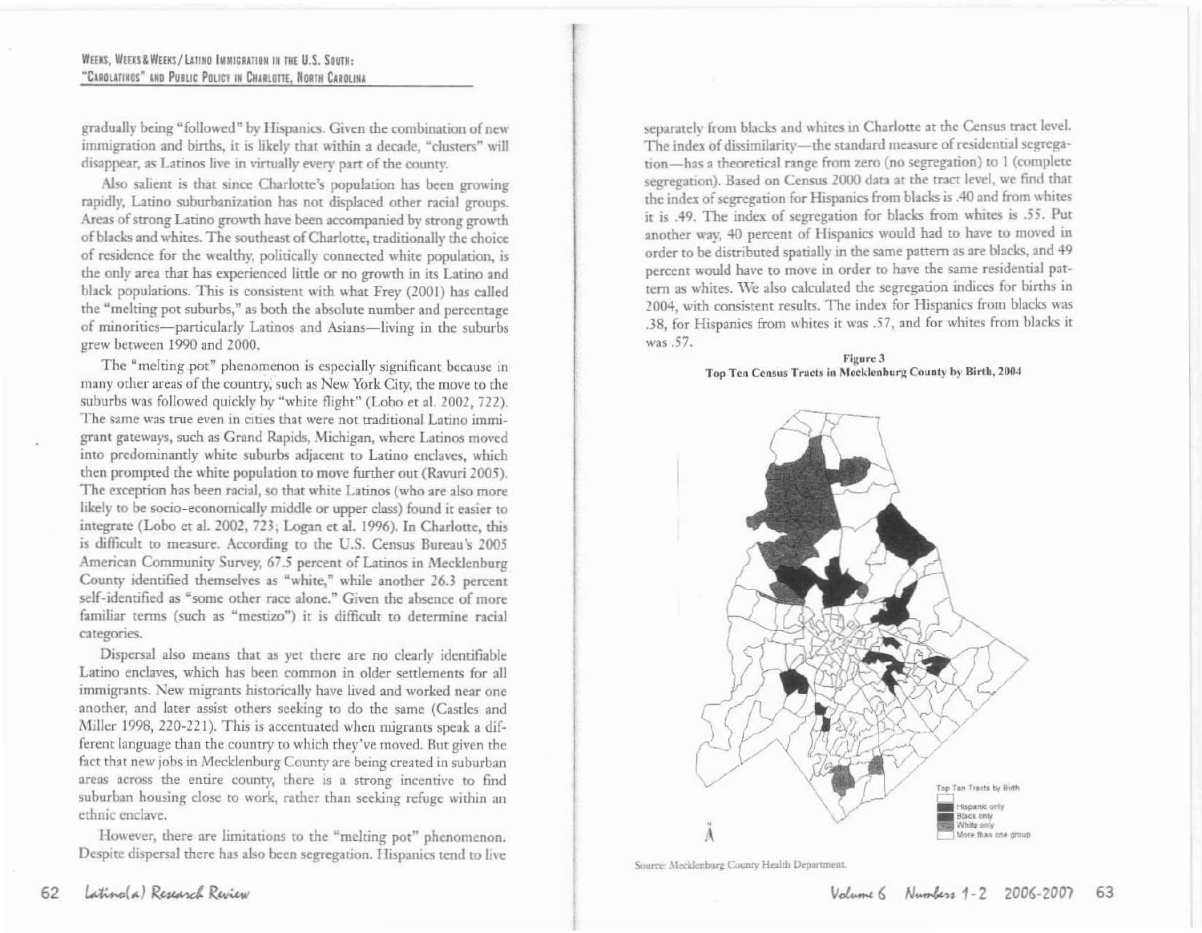gradually being "followed" by Hispanics. Given the combination of new immigration and births, it is likely that within a decade, "clusters" will disappear, as Latinos live in virtually every part of the county.

Also salient is that since Charlotte's population has been growing rapidly, Latino suburbanization has not displaced other racial groups. Areas of strong Latino growth have been accompanied by strong growth of blacks and whites. The southeast of Charlotte, traditionally the choice of residence for the wealthy, politically connected white population, is the only area that has experienced little or no growth in its Latino and black populations. This is consistent with what Frey (2001) has called the "melting pot suburbs," as both the absolute number and percentage of minorities—particularly Latinos and Asians—living in the suburbs grew between 1990 and 2000.

The "melting pot" phenomenon is especially significant because in many other areas of the country, such as New York City, the move to the suburbs was followed quickly by "white flight" (Lobo et al. 2002, 722). The same was true even in cities that were not traditional Latino immigrant gateways, such as Grand Rapids, Michigan, where Latinos moved into predominantly white suburbs adjacent to Latino enclaves, which then prompted the white population to move further out (Ravuri 2005). The exception has been racial, so that white Latinos (who are also more likely to be socio-economically middle or upper class) found it easier to integrate (Lobo et al. 2002, 723; Logan et al. 1996). In Charlotte, this is difficult to measure. According to the U.S. Census Bureau's 2005 American Community Survey, 67.5 percent of Latinos in Mecklenburg County identified themselves as "white," while another 26.3 percent self-identified as "some other race alone." Given the absence of more familiar terms (such as "mestizo") it is difficult to determine racial categories.

Dispersal also means that as yet there are no clearly identifiable Latino enclaves, which has been common in older settlements for all immigrants. New migrants historically have lived and worked near one another, and later assist others seeking to do the same (Castles and Miller 1998, 220-221). This is accentuated when migrants speak a different language than the country to which they've moved. But given the fact that new jobs in Mecklenburg County are being created in suburban areas across the entire county, there is a strong incentive to find suburban housing close to work, rather than seeking refuge within an ethnic enclave.

However, there are limitations to the "melting pot" phenomenon. Despite dispersal there has also been segregation. Hispanics tend to live separately from blacks and whites in Charlotte at the Census tract level. The index of dissimilarity—the standard measure of residential segregation—has a theoretical range from zero (no segregation) to 1 (complete segregation). Based on Census 2000 data at the tract level, we find that the index of segregation for Hispanics from blacks is .40 and from whites it is .49. The index of segregation for blacks from whites is .55. Put another way, 40 percent of Hispanics would had to have to moved in order to be distributed spatially in the same pattern as are blacks, and 49 percent would have to move in order to have the same residential pattern as whites. We also calculated the segregation indices for births in 2004, with consistent results. The index for Hispanics from blacks was .38, for Hispanics from whites it was .57, and for whites from blacks it was .57.

**Figure 3**
**Top Ten Census Tracts in Mecklenburg County by Birth, 2004**

Top Ten Tracts by Birth
- Hispanic only
- Black only
- White only
- More than one group

Source: Mecklenburg County Health Department.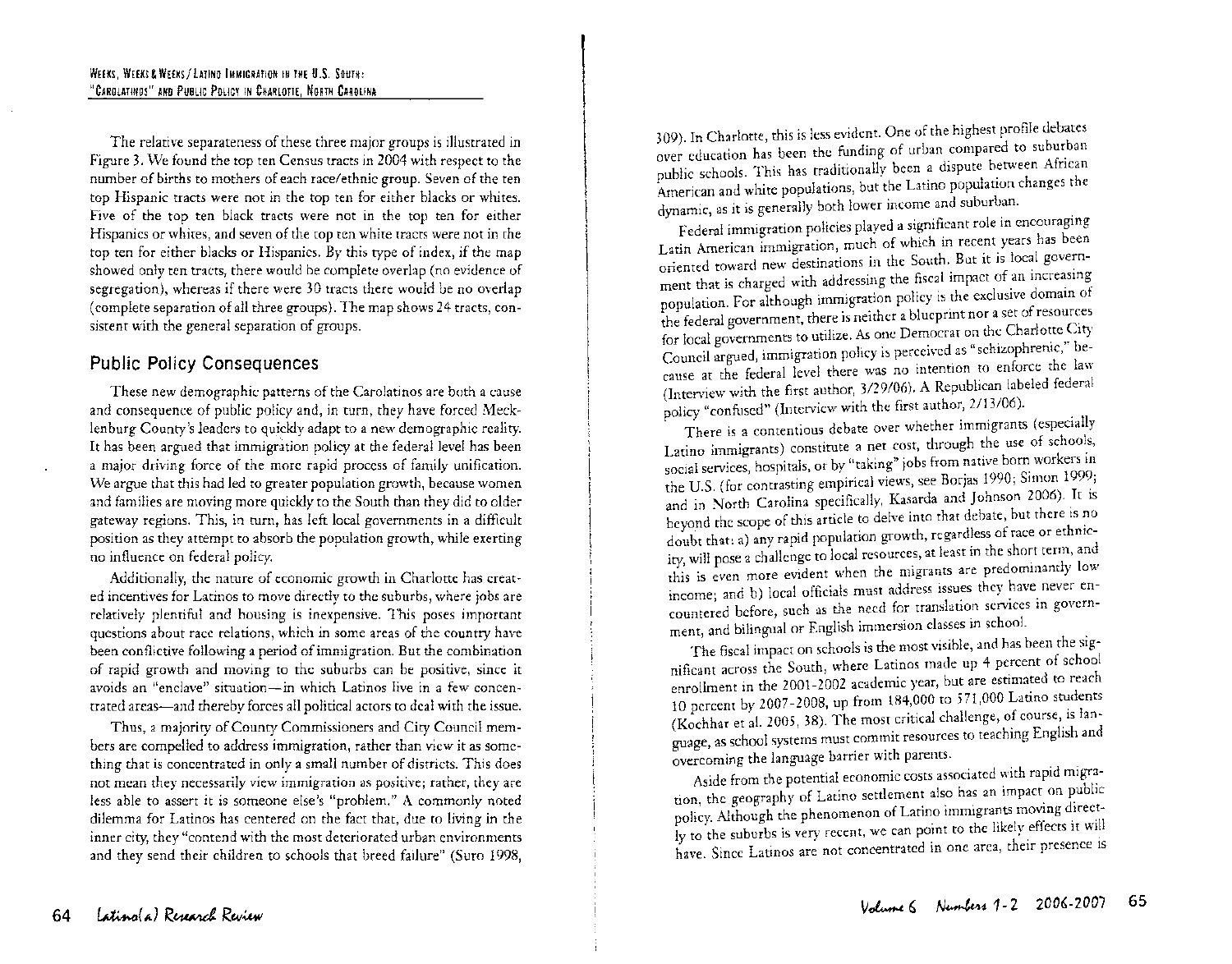The relative separateness of these three major groups is illustrated in Figure 3. We found the top ten Census tracts in 2004 with respect to the number of births to mothers of each race/ethnic group. Seven of the ten top Hispanic tracts were not in the top ten for either blacks or whites. Five of the top ten black tracts were not in the top ten for either Hispanics or whites, and seven of the top ten white tracts were not in the top ten for either blacks or Hispanics. By this type of index, if the map showed only ten tracts, there would be complete overlap (no evidence of segregation), whereas if there were 30 tracts there would be no overlap (complete separation of all three groups). The map shows 24 tracts, consistent with the general separation of groups.

## Public Policy Consequences

These new demographic patterns of the Carolatinos are both a cause and consequence of public policy and, in turn, they have forced Mecklenburg County's leaders to quickly adapt to a new demographic reality. It has been argued that immigration policy at the federal level has been a major driving force of the more rapid process of family unification. We argue that this had led to greater population growth, because women and families are moving more quickly to the South than they did to older gateway regions. This, in turn, has left local governments in a difficult position as they attempt to absorb the population growth, while exerting no influence on federal policy.

Additionally, the nature of economic growth in Charlotte has created incentives for Latinos to move directly to the suburbs, where jobs are relatively plentiful and housing is inexpensive. This poses important questions about race relations, which in some areas of the country have been conflictive following a period of immigration. But the combination of rapid growth and moving to the suburbs can be positive, since it avoids an "enclave" situation—in which Latinos live in a few concentrated areas—and thereby forces all political actors to deal with the issue.

Thus, a majority of County Commissioners and City Council members are compelled to address immigration, rather than view it as something that is concentrated in only a small number of districts. This does not mean they necessarily view immigration as positive; rather, they are less able to assert it is someone else's "problem." A commonly noted dilemma for Latinos has centered on the fact that, due to living in the inner city, they "contend with the most deteriorated urban environments and they send their children to schools that breed failure" (Suro 1998, 309). In Charlotte, this is less evident. One of the highest profile debates over education has been the funding of urban compared to suburban public schools. This has traditionally been a dispute between African American and white populations, but the Latino population changes the dynamic, as it is generally both lower income and suburban.

Federal immigration policies played a significant role in encouraging Latin American immigration, much of which in recent years has been oriented toward new destinations in the South. But it is local government that is charged with addressing the fiscal impact of an increasing population. For although immigration policy is the exclusive domain of the federal government, there is neither a blueprint nor a set of resources for local governments to utilize. As one Democrat on the Charlotte City Council argued, immigration policy is perceived as "schizophrenic," because at the federal level there was no intention to enforce the law (Interview with the first author, 3/29/06). A Republican labeled federal policy "confused" (Interview with the first author, 2/13/06).

There is a contentious debate over whether immigrants (especially Latino immigrants) constitute a net cost, through the use of schools, social services, hospitals, or by "taking" jobs from native born workers in the U.S. (for contrasting empirical views, see Borjas 1990; Simon 1999; and in North Carolina specifically, Kasarda and Johnson 2006). It is beyond the scope of this article to delve into that debate, but there is no doubt that: a) any rapid population growth, regardless of race or ethnicity, will pose a challenge to local resources, at least in the short term, and this is even more evident when the migrants are predominantly low income; and b) local officials must address issues they have never encountered before, such as the need for translation services in government, and bilingual or English immersion classes in school.

The fiscal impact on schools is the most visible, and has been the significant across the South, where Latinos made up 4 percent of school enrollment in the 2001-2002 academic year, but are estimated to reach 10 percent by 2007-2008, up from 184,000 to 571,000 Latino students (Kochhar et al. 2005, 38). The most critical challenge, of course, is language, as school systems must commit resources to teaching English and overcoming the language barrier with parents.

Aside from the potential economic costs associated with rapid migration, the geography of Latino settlement also has an impact on public policy. Although the phenomenon of Latino immigrants moving directly to the suburbs is very recent, we can point to the likely effects it will have. Since Latinos are not concentrated in one area, their presence is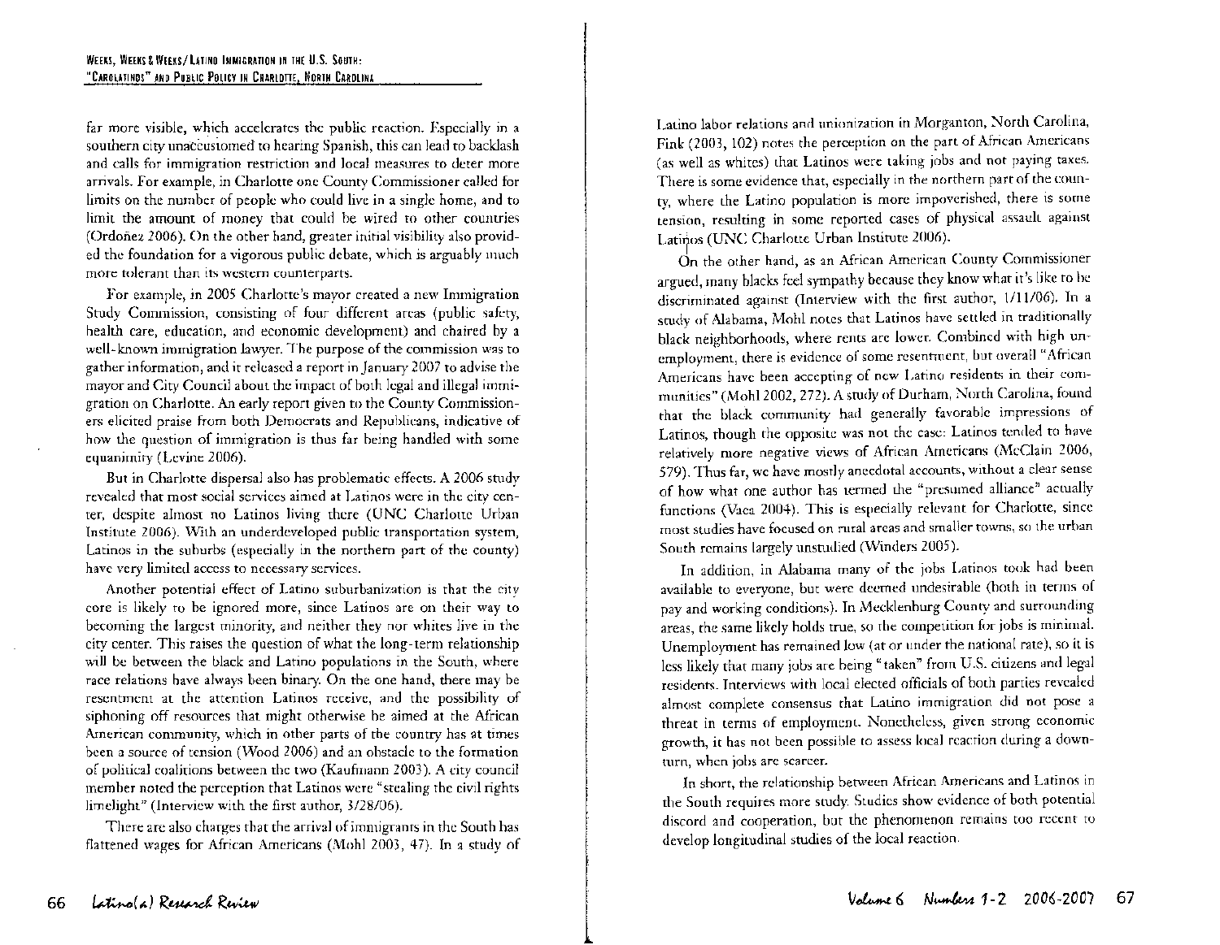far more visible, which accelerates the public reaction. Especially in a southern city unaccustomed to hearing Spanish, this can lead to backlash and calls for immigration restriction and local measures to deter more arrivals. For example, in Charlotte one County Commissioner called for limits on the number of people who could live in a single home, and to limit the amount of money that could be wired to other countries (Ordoñez 2006). On the other hand, greater initial visibility also provided the foundation for a vigorous public debate, which is arguably much more tolerant than its western counterparts.

For example, in 2005 Charlotte's mayor created a new Immigration Study Commission, consisting of four different areas (public safety, health care, education, and economic development) and chaired by a well-known immigration lawyer. The purpose of the commission was to gather information, and it released a report in January 2007 to advise the mayor and City Council about the impact of both legal and illegal immigration on Charlotte. An early report given to the County Commissioners elicited praise from both Democrats and Republicans, indicative of how the question of immigration is thus far being handled with some equanimity (Levine 2006).

But in Charlotte dispersal also has problematic effects. A 2006 study revealed that most social services aimed at Latinos were in the city center, despite almost no Latinos living there (UNC Charlotte Urban Institute 2006). With an underdeveloped public transportation system, Latinos in the suburbs (especially in the northern part of the county) have very limited access to necessary services.

Another potential effect of Latino suburbanization is that the city core is likely to be ignored more, since Latinos are on their way to becoming the largest minority, and neither they nor whites live in the city center. This raises the question of what the long-term relationship will be between the black and Latino populations in the South, where race relations have always been binary. On the one hand, there may be resentment at the attention Latinos receive, and the possibility of siphoning off resources that might otherwise be aimed at the African American community, which in other parts of the country has at times been a source of tension (Wood 2006) and an obstacle to the formation of political coalitions between the two (Kaufmann 2003). A city council member noted the perception that Latinos were "stealing the civil rights limelight" (Interview with the first author, 3/28/06).

There are also charges that the arrival of immigrants in the South has flattened wages for African Americans (Mohl 2003, 47). In a study of Latino labor relations and unionization in Morganton, North Carolina, Fink (2003, 102) notes the perception on the part of African Americans (as well as whites) that Latinos were taking jobs and not paying taxes. There is some evidence that, especially in the northern part of the county, where the Latino population is more impoverished, there is some tension, resulting in some reported cases of physical assault against Latinos (UNC Charlotte Urban Institute 2006).

On the other hand, as an African American County Commissioner argued, many blacks feel sympathy because they know what it's like to be discriminated against (Interview with the first author, 1/11/06). In a study of Alabama, Mohl notes that Latinos have settled in traditionally black neighborhoods, where rents are lower. Combined with high unemployment, there is evidence of some resentment, but overall "African Americans have been accepting of new Latino residents in their communities" (Mohl 2002, 272). A study of Durham, North Carolina, found that the black community had generally favorable impressions of Latinos, though the opposite was not the case: Latinos tended to have relatively more negative views of African Americans (McClain 2006, 579). Thus far, we have mostly anecdotal accounts, without a clear sense of how what one author has termed the "presumed alliance" actually functions (Vaca 2004). This is especially relevant for Charlotte, since most studies have focused on rural areas and smaller towns, so the urban South remains largely unstudied (Winders 2005).

In addition, in Alabama many of the jobs Latinos took had been available to everyone, but were deemed undesirable (both in terms of pay and working conditions). In Mecklenburg County and surrounding areas, the same likely holds true, so the competition for jobs is minimal. Unemployment has remained low (at or under the national rate), so it is less likely that many jobs are being "taken" from U.S. citizens and legal residents. Interviews with local elected officials of both parties revealed almost complete consensus that Latino immigration did not pose a threat in terms of employment. Nonetheless, given strong economic growth, it has not been possible to assess local reaction during a downturn, when jobs are scarcer.

In short, the relationship between African Americans and Latinos in the South requires more study. Studies show evidence of both potential discord and cooperation, but the phenomenon remains too recent to develop longitudinal studies of the local reaction.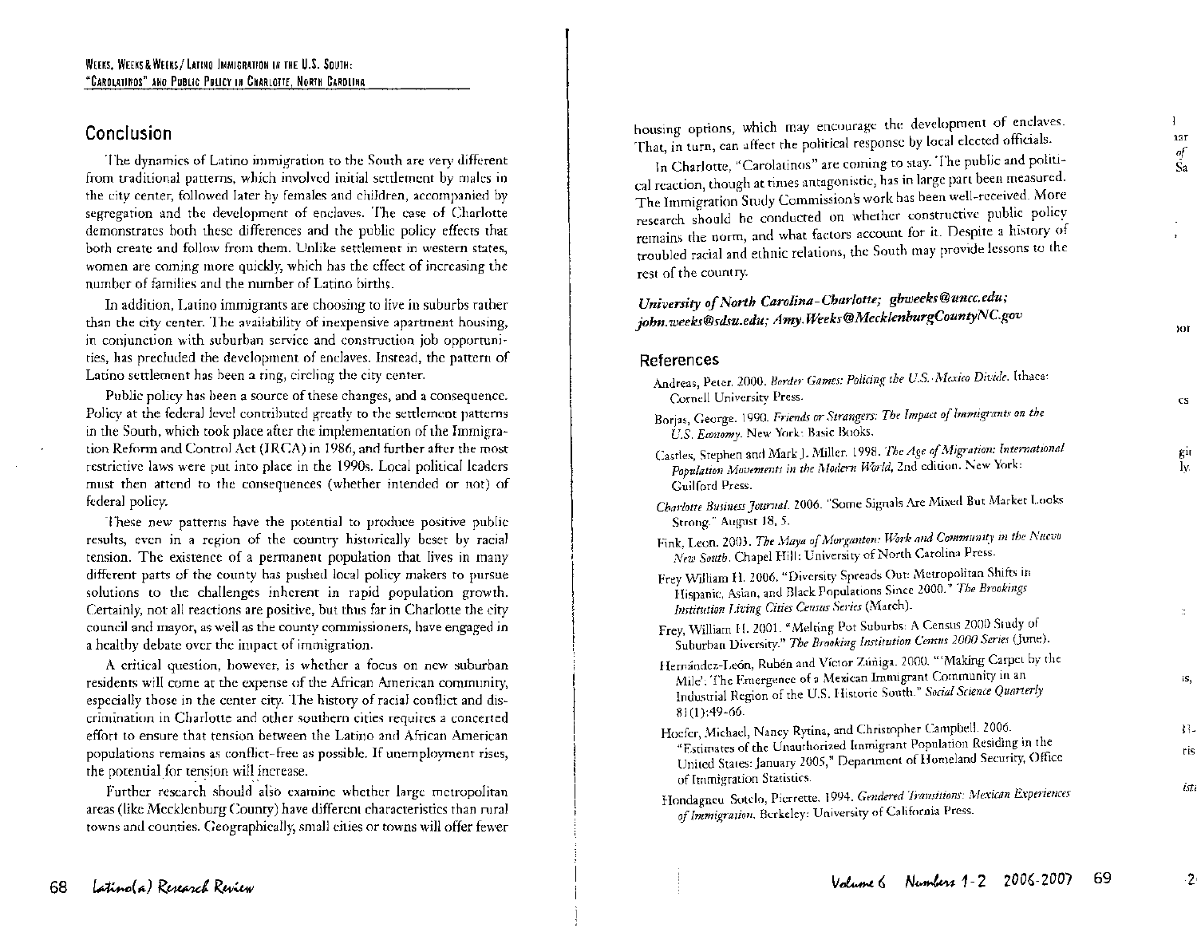## Conclusion

The dynamics of Latino immigration to the South are very different from traditional patterns, which involved initial settlement by males in the city center, followed later by females and children, accompanied by segregation and the development of enclaves. The case of Charlotte demonstrates both these differences and the public policy effects that both create and follow from them. Unlike settlement in western states, women are coming more quickly, which has the effect of increasing the number of families and the number of Latino births.

In addition, Latino immigrants are choosing to live in suburbs rather than the city center. The availability of inexpensive apartment housing, in conjunction with suburban service and construction job opportunities, has precluded the development of enclaves. Instead, the pattern of Latino settlement has been a ring, circling the city center.

Public policy has been a source of these changes, and a consequence. Policy at the federal level contributed greatly to the settlement patterns in the South, which took place after the implementation of the Immigration Reform and Control Act (IRCA) in 1986, and further after the most restrictive laws were put into place in the 1990s. Local political leaders must then attend to the consequences (whether intended or not) of federal policy.

These new patterns have the potential to produce positive public results, even in a region of the country historically beset by racial tension. The existence of a permanent population that lives in many different parts of the county has pushed local policy makers to pursue solutions to the challenges inherent in rapid population growth. Certainly, not all reactions are positive, but thus far in Charlotte the city council and mayor, as well as the county commissioners, have engaged in a healthy debate over the impact of immigration.

A critical question, however, is whether a focus on new suburban residents will come at the expense of the African American community, especially those in the center city. The history of racial conflict and discrimination in Charlotte and other southern cities requires a concerted effort to ensure that tension between the Latino and African American populations remains as conflict-free as possible. If unemployment rises, the potential for tension will increase.

Further research should also examine whether large metropolitan areas (like Mecklenburg County) have different characteristics than rural towns and counties. Geographically, small cities or towns will offer fewer housing options, which may encourage the development of enclaves. That, in turn, can affect the political response by local elected officials.

In Charlotte, "Carolatinos" are coming to stay. The public and political reaction, though at times antagonistic, has in large part been measured. The Immigration Study Commission's work has been well-received. More research should be conducted on whether constructive public policy remains the norm, and what factors account for it. Despite a history of troubled racial and ethnic relations, the South may provide lessons to the rest of the country.

***University of North Carolina-Charlotte; gbweeks@uncc.edu; john.weeks@sdsu.edu; Amy.Weeks@MecklenburgCountyNC.gov***

## References

Andreas, Peter. 2000. *Border Games: Policing the U.S.-Mexico Divide.* Ithaca: Cornell University Press.

Borjas, George. 1990. *Friends or Strangers: The Impact of Immigrants on the U.S. Economy.* New York: Basic Books.

Castles, Stephen and Mark J. Miller. 1998. *The Age of Migration: International Population Movements in the Modern World,* 2nd edition. New York: Guilford Press.

*Charlotte Business Journal.* 2006. "Some Signals Are Mixed But Market Looks Strong." August 18, 5.

Fink, Leon. 2003. *The Maya of Morganton: Work and Community in the Nuevo New South.* Chapel Hill: University of North Carolina Press.

Frey William H. 2006. "Diversity Spreads Out: Metropolitan Shifts in Hispanic, Asian, and Black Populations Since 2000." *The Brookings Institution Living Cities Census Series* (March).

Frey, William H. 2001. "Melting Pot Suburbs: A Census 2000 Study of Suburban Diversity." *The Brooking Institution Census 2000 Series* (June).

Hernández-León, Rubén and Víctor Zúñiga. 2000. "'Making Carpet by the Mile': The Emergence of a Mexican Immigrant Community in an Industrial Region of the U.S. Historic South." *Social Science Quarterly* 81(1):49-66.

Hoefer, Michael, Nancy Rytina, and Christopher Campbell. 2006. "Estimates of the Unauthorized Immigrant Population Residing in the United States: January 2005," Department of Homeland Security, Office of Immigration Statistics.

Hondagneu Sotelo, Pierrette. 1994. *Gendered Transitions: Mexican Experiences of Immigration.* Berkeley: University of California Press.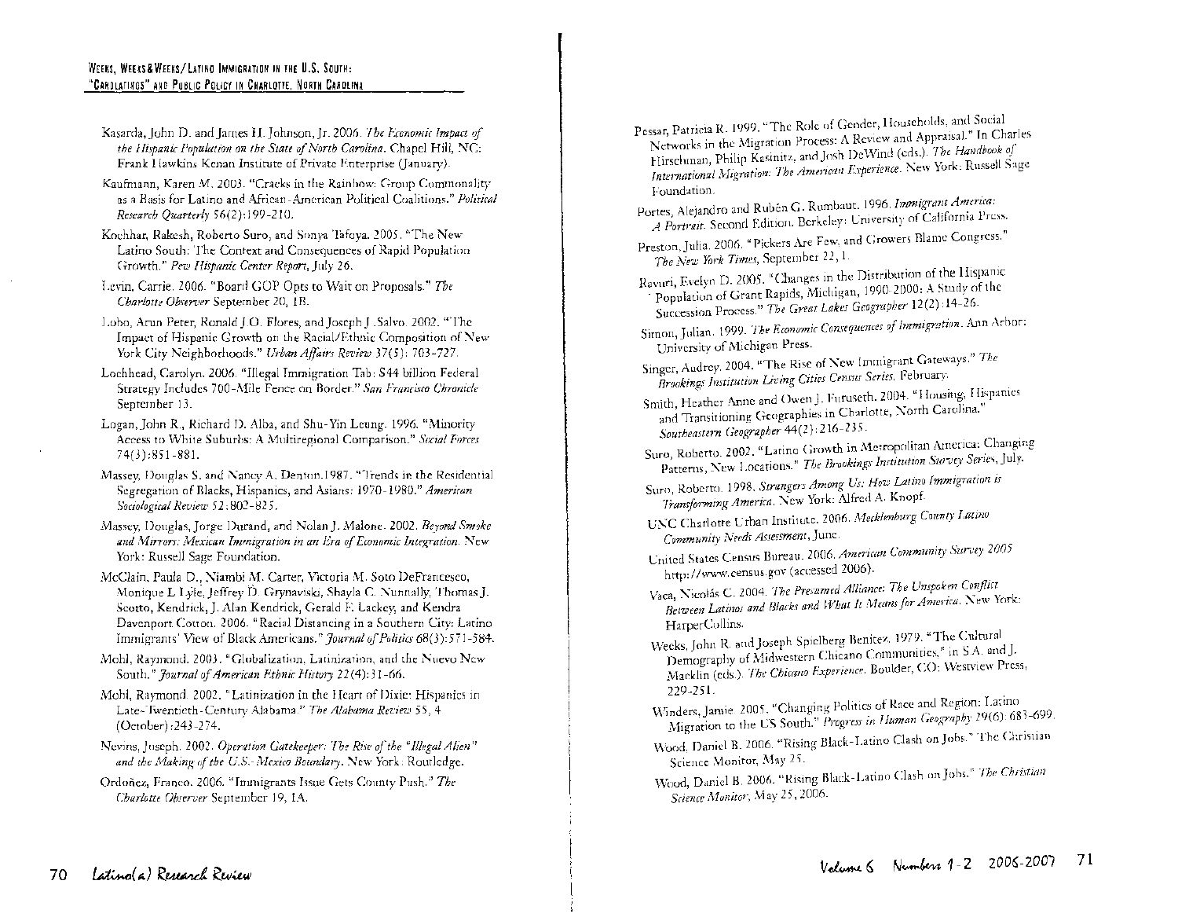Kasarda, John D. and James H. Johnson, Jr. 2006. *The Economic Impact of the Hispanic Population on the State of North Carolina*. Chapel Hill, NC: Frank Hawkins Kenan Institute of Private Enterprise (January).

Kaufmann, Karen M. 2003. "Cracks in the Rainbow: Group Commonality as a Basis for Latino and African-American Political Coalitions." *Political Research Quarterly* 56(2):199-210.

Kochhar, Rakesh, Roberto Suro, and Sonya Tafoya. 2005. "The New Latino South: The Context and Consequences of Rapid Population Growth." *Pew Hispanic Center Report*, July 26.

Levin, Carrie. 2006. "Board GOP Opts to Wait on Proposals." *The Charlotte Observer* September 20, 1B.

Lobo, Arun Peter, Ronald J.O. Flores, and Joseph J. Salvo. 2002. "The Impact of Hispanic Growth on the Racial/Ethnic Composition of New York City Neighborhoods." *Urban Affairs Review* 37(5): 703-727.

Lochhead, Carolyn. 2006. "Illegal Immigration Tab: $44 billion Federal Strategy Includes 700-Mile Fence on Border." *San Francisco Chronicle* September 13.

Logan, John R., Richard D. Alba, and Shu-Yin Leung. 1996. "Minority Access to White Suburbs: A Multiregional Comparison." *Social Forces* 74(3):851-881.

Massey, Douglas S. and Nancy A. Denton.1987. "Trends in the Residential Segregation of Blacks, Hispanics, and Asians: 1970-1980." *American Sociological Review* 52:802-825.

Massey, Douglas, Jorge Durand, and Nolan J. Malone. 2002. *Beyond Smoke and Mirrors: Mexican Immigration in an Era of Economic Integration*. New York: Russell Sage Foundation.

McClain, Paula D., Niambi M. Carter, Victoria M. Soto DeFrancesco, Monique L Lyle, Jeffrey D. Grynaviski, Shayla C. Nunnally, Thomas J. Scotto, Kendrick, J. Alan Kendrick, Gerald F. Lackey, and Kendra Davenport Cotton. 2006. "Racial Distancing in a Southern City: Latino Immigrants' View of Black Americans." *Journal of Politics* 68(3):571-584.

Mohl, Raymond. 2003. "Globalization, Latinization, and the Nuevo New South." *Journal of American Ethnic History* 22(4):31-66.

Mohl, Raymond. 2002. "Latinization in the Heart of Dixie: Hispanics in Late-Twentieth-Century Alabama." *The Alabama Review* 55, 4 (October):243-274.

Nevins, Joseph. 2002. *Operation Gatekeeper: The Rise of the "Illegal Alien" and the Making of the U.S.-Mexico Boundary*. New York: Routledge.

Ordoñez, Franco. 2006. "Immigrants Issue Gets County Push." *The Charlotte Observer* September 19, 1A.

Pessar, Patricia R. 1999. "The Role of Gender, Households, and Social Networks in the Migration Process: A Review and Appraisal." In Charles Hirschman, Philip Kasinitz, and Josh DeWind (eds.). *The Handbook of International Migration: The American Experience*. New York: Russell Sage Foundation.

Portes, Alejandro and Rubén G. Rumbaut. 1996. *Immigrant America: A Portrait*. Second Edition. Berkeley: University of California Press.

Preston, Julia. 2006. "Pickers Are Few, and Growers Blame Congress." *The New York Times*, September 22, 1.

Ravuri, Evelyn D. 2005. "Changes in the Distribution of the Hispanic Population of Grant Rapids, Michigan, 1990-2000: A Study of the Succession Process." *The Great Lakes Geographer* 12(2):14-26.

Simon, Julian. 1999. *The Economic Consequences of Immigration*. Ann Arbor: University of Michigan Press.

Singer, Audrey. 2004. "The Rise of New Immigrant Gateways." *The Brookings Institution Living Cities Census Series*, February.

Smith, Heather Anne and Owen J. Furuseth. 2004. "Housing, Hispanics and Transitioning Geographies in Charlotte, North Carolina." *Southeastern Geographer* 44(2):216-235.

Suro, Roberto. 2002. "Latino Growth in Metropolitan America: Changing Patterns, New Locations." *The Brookings Institution Survey Series*, July.

Suro, Roberto. 1998. *Strangers Among Us: How Latino Immigration is Transforming America*. New York: Alfred A. Knopf.

UNC Charlotte Urban Institute. 2006. *Mecklenburg County Latino Community Needs Assessment*, June.

United States Census Bureau. 2006. *American Community Survey 2005* http://www.census.gov (accessed 2006).

Vaca, Nicolás C. 2004. *The Presumed Alliance: The Unspoken Conflict Between Latinos and Blacks and What It Means for America*. New York: HarperCollins.

Weeks, John R. and Joseph Spielberg Benitez. 1979. "The Cultural Demography of Midwestern Chicano Communities," in S.A. and J. Macklin (eds.). *The Chicano Experience*. Boulder, CO: Westview Press, 229-251.

Winders, Jamie. 2005. "Changing Politics of Race and Region: Latino Migration to the US South." *Progress in Human Geography* 29(6): 683-699.

Wood, Daniel B. 2006. "Rising Black-Latino Clash on Jobs." The Christian Science Monitor, May 25.

Wood, Daniel B. 2006. "Rising Black-Latino Clash on Jobs." *The Christian Science Monitor*, May 25, 2006.